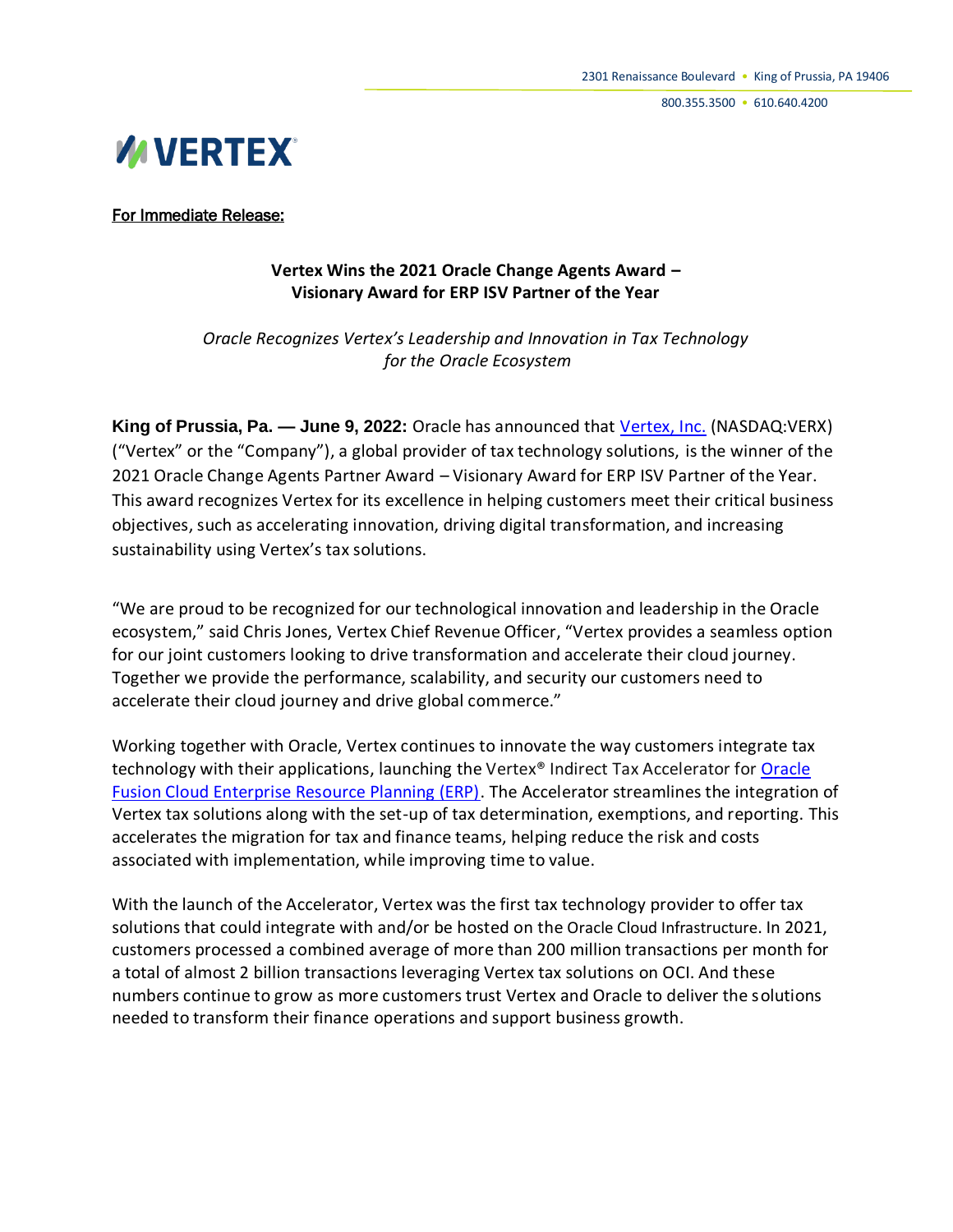2301 Renaissance Boulevard • King of Prussia, PA 19406

800.355.3500 • 610.640.4200

VERTEX

For Immediate Release:

**Vertex Wins the 2021 Oracle Change Agents Award – Visionary Award for ERP ISV Partner of the Year**

*Oracle Recognizes Vertex's Leadership and Innovation in Tax Technology for the Oracle Ecosystem*

**King of Prussia, Pa. — June 9, 2022:** Oracle has announced that Vertex, Inc. (NASDAQ:VERX) ("Vertex" or the "Company"), a global provider of tax technology solutions, is the winner of the 2021 Oracle Change Agents Partner Award – Visionary Award for ERP ISV Partner of the Year. This award recognizes Vertex for its excellence in helping customers meet their critical business objectives, such as accelerating innovation, driving digital transformation, and increasing sustainability using Vertex's tax solutions.

"We are proud to be recognized for our technological innovation and leadership in the Oracle ecosystem," said Chris Jones, Vertex Chief Revenue Officer, "Vertex provides a seamless option for our joint customers looking to drive transformation and accelerate their cloud journey. Together we provide the performance, scalability, and security our customers need to accelerate their cloud journey and drive global commerce."

Working together with Oracle, Vertex continues to innovate the way customers integrate tax technology with their applications, launching the Vertex® Indirect Tax Accelerator for Oracle Fusion Cloud Enterprise Resource Planning (ERP). The Accelerator streamlines the integration of Vertex tax solutions along with the set-up of tax determination, exemptions, and reporting. This accelerates the migration for tax and finance teams, helping reduce the risk and costs associated with implementation, while improving time to value.

With the launch of the Accelerator, Vertex was the first tax technology provider to offer tax solutions that could integrate with and/or be hosted on the Oracle Cloud Infrastructure. In 2021, customers processed a combined average of more than 200 million transactions per month for a total of almost 2 billion transactions leveraging Vertex tax solutions on OCI. And these numbers continue to grow as more customers trust Vertex and Oracle to deliver the solutions needed to transform their finance operations and support business growth.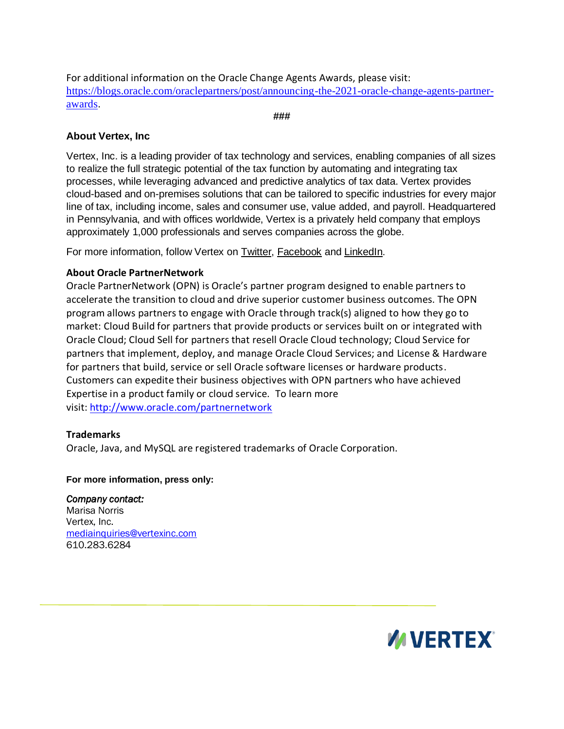For additional information on the Oracle Change Agents Awards, please visit: [https://blogs.oracle.com/oraclepartners/post/announcing-the-2021-oracle-change-agents-partner-awards](https://blogs.oracle.com/oraclepartners/post/announcing-the-2021-oracle-change-agents-partner-awards).

###

### About Vertex, Inc

Vertex, Inc. is a leading provider of tax technology and services, enabling companies of all sizes to realize the full strategic potential of the tax function by automating and integrating tax processes, while leveraging advanced and predictive analytics of tax data. Vertex provides cloud-based and on-premises solutions that can be tailored to specific industries for every major line of tax, including income, sales and consumer use, value added, and payroll. Headquartered in Pennsylvania, and with offices worldwide, Vertex is a privately held company that employs approximately 1,000 professionals and serves companies across the globe.

For more information, follow Vertex on Twitter, Facebook and LinkedIn.

### About Oracle PartnerNetwork

Oracle PartnerNetwork (OPN) is Oracle's partner program designed to enable partners to accelerate the transition to cloud and drive superior customer business outcomes. The OPN program allows partners to engage with Oracle through track(s) aligned to how they go to market: Cloud Build for partners that provide products or services built on or integrated with Oracle Cloud; Cloud Sell for partners that resell Oracle Cloud technology; Cloud Service for partners that implement, deploy, and manage Oracle Cloud Services; and License & Hardware for partners that build, service or sell Oracle software licenses or hardware products. Customers can expedite their business objectives with OPN partners who have achieved Expertise in a product family or cloud service. To learn more visit: [http://www.oracle.com/partnernetwork](http://www.oracle.com/partnernetwork)

### Trademarks

Oracle, Java, and MySQL are registered trademarks of Oracle Corporation.

**For more information, press only:**

*Company contact:*
Marisa Norris
Vertex, Inc.
[mediainquiries@vertexinc.com](mailto:mediainquiries@vertexinc.com)
610.283.6284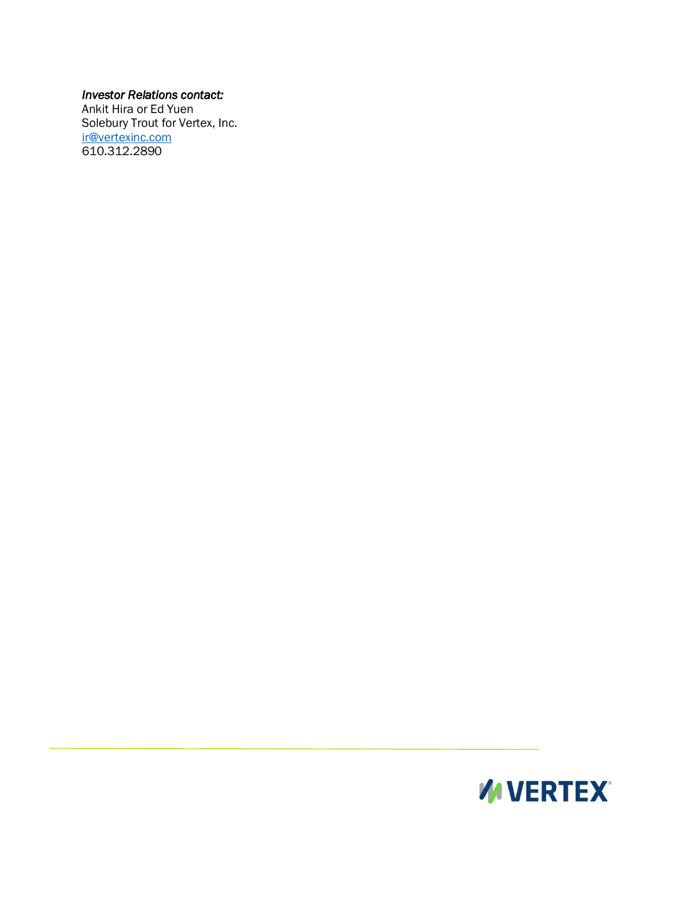*Investor Relations contact:*
Ankit Hira or Ed Yuen
Solebury Trout for Vertex, Inc.
ir@vertexinc.com
610.312.2890